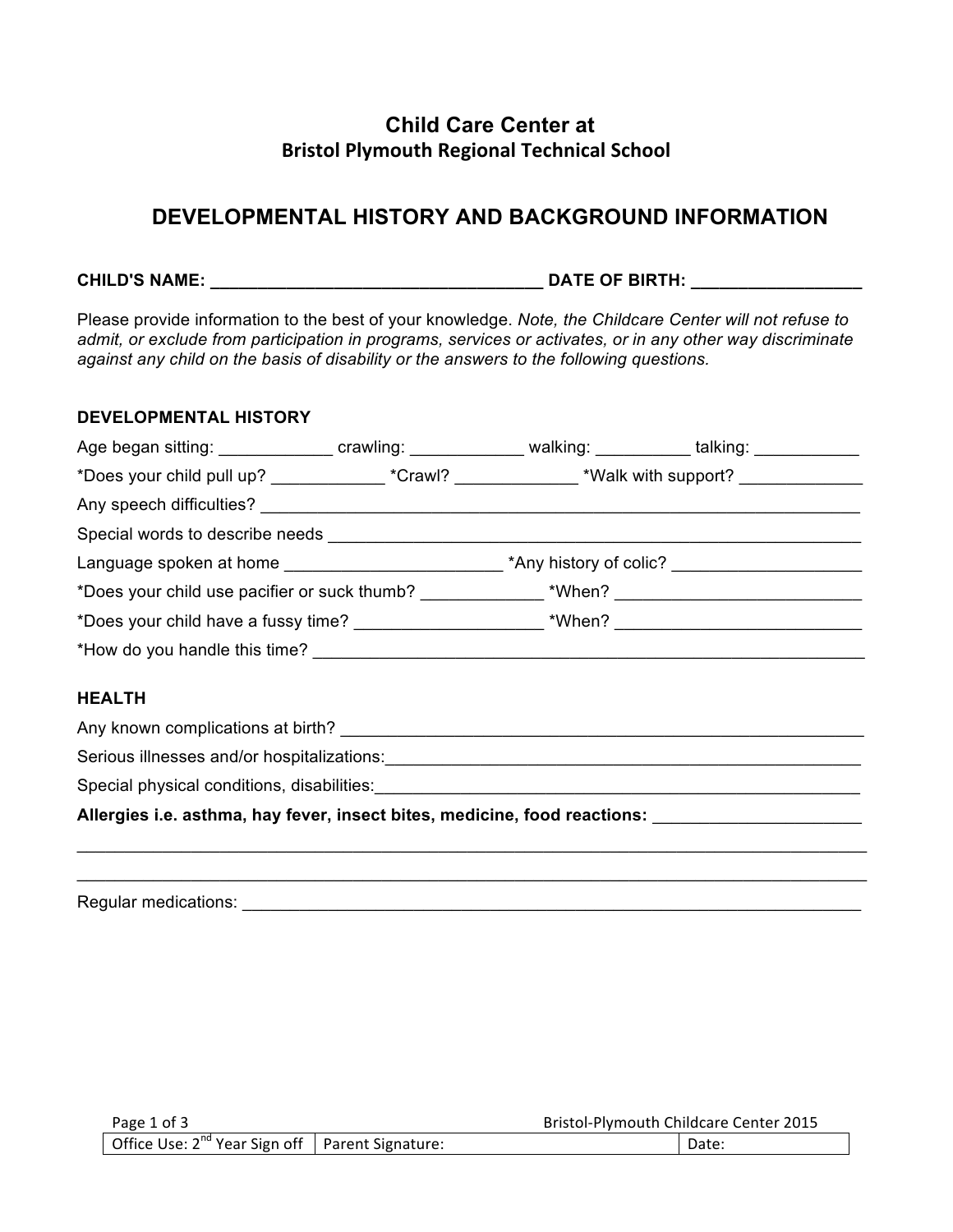# Child Care Center at
## Bristol Plymouth Regional Technical School

## DEVELOPMENTAL HISTORY AND BACKGROUND INFORMATION

**CHILD'S NAME: ___________________________________ DATE OF BIRTH: _________________**

Please provide information to the best of your knowledge. *Note, the Childcare Center will not refuse to admit, or exclude from participation in programs, services or activates, or in any other way discriminate against any child on the basis of disability or the answers to the following questions.*

### DEVELOPMENTAL HISTORY

Age began sitting: ____________ crawling: ____________ walking: __________ talking: ___________

*Does your child pull up? ____________ *Crawl? _____________ *Walk with support? _____________

Any speech difficulties? _______________________________________________________________

Special words to describe needs _________________________________________________________

Language spoken at home _______________________ *Any history of colic? ____________________

*Does your child use pacifier or suck thumb? _____________ *When? __________________________

*Does your child have a fussy time? ___________________ *When? __________________________

*How do you handle this time? __________________________________________________________

### HEALTH

Any known complications at birth? _______________________________________________________

Serious illnesses and/or hospitalizations:__________________________________________________

Special physical conditions, disabilities:___________________________________________________

**Allergies i.e. asthma, hay fever, insect bites, medicine, food reactions:** _____________________

_______________________________________________________________________________

_______________________________________________________________________________

Regular medications: _________________________________________________________________

| Office Use: 2nd Year Sign off | Parent Signature: | Date: |
|---|---|---|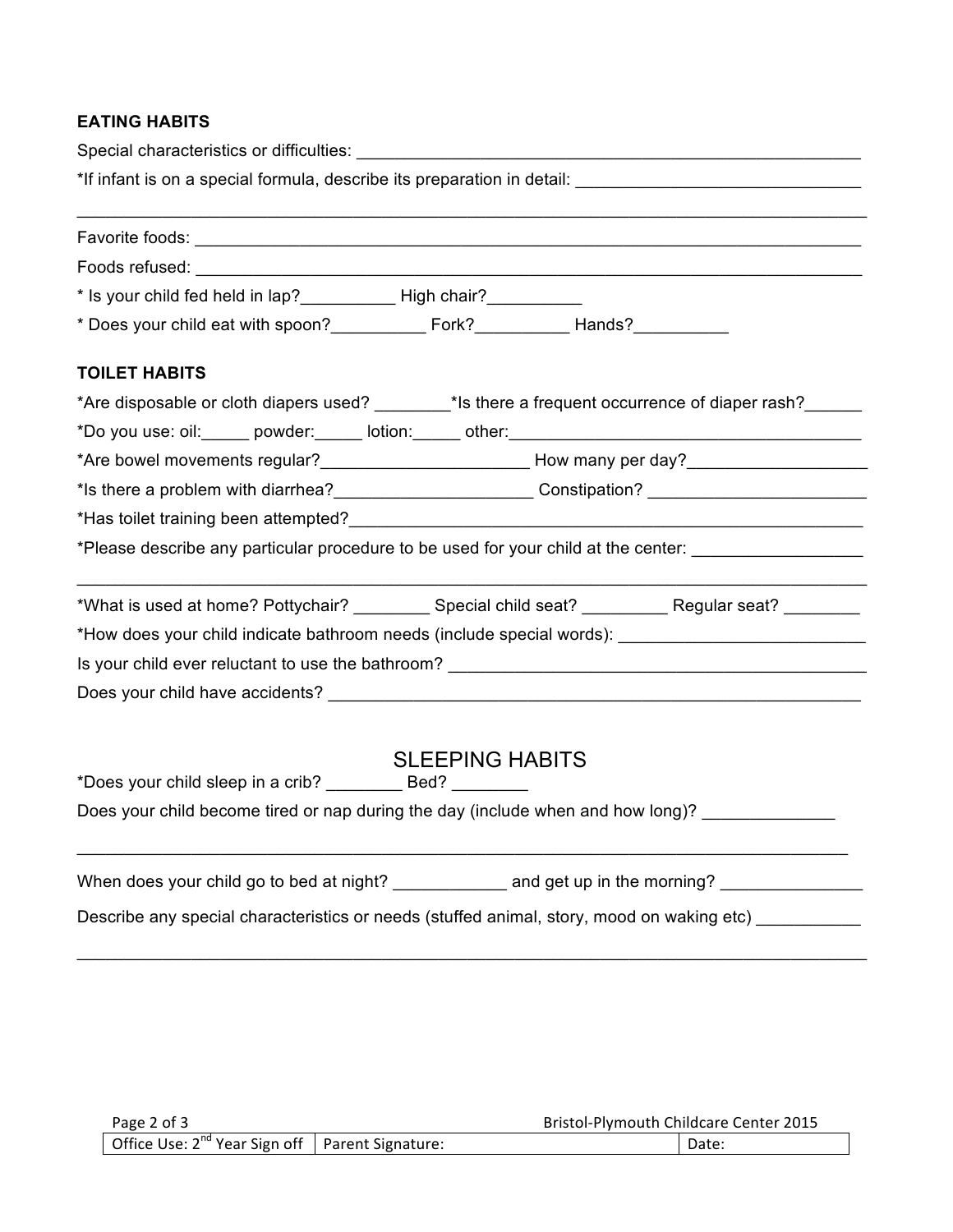**EATING HABITS**

Special characteristics or difficulties: ______________________________________________________

*If infant is on a special formula, describe its preparation in detail: ____________________________

_______________________________________________________________________________________

Favorite foods: _______________________________________________________________________

Foods refused: _______________________________________________________________________

* Is your child fed held in lap?__________ High chair?__________

* Does your child eat with spoon?__________ Fork?__________ Hands?__________

**TOILET HABITS**

*Are disposable or cloth diapers used? ________*Is there a frequent occurrence of diaper rash?______

*Do you use: oil:_____ powder:_____ lotion:_____ other:______________________________________

*Are bowel movements regular?______________________ How many per day?___________________

*Is there a problem with diarrhea?_____________________ Constipation? _______________________

*Has toilet training been attempted?_______________________________________________________

*Please describe any particular procedure to be used for your child at the center: _________________

_______________________________________________________________________________________

*What is used at home? Pottychair? ________ Special child seat? _________ Regular seat? ________

*How does your child indicate bathroom needs (include special words): _________________________

Is your child ever reluctant to use the bathroom? _____________________________________________

Does your child have accidents? __________________________________________________________

## SLEEPING HABITS

*Does your child sleep in a crib? ________ Bed? ________

Does your child become tired or nap during the day (include when and how long)? ______________

_______________________________________________________________________________________

When does your child go to bed at night? ____________ and get up in the morning? _______________

Describe any special characteristics or needs (stuffed animal, story, mood on waking etc) ___________

_______________________________________________________________________________________

| Office Use: 2nd Year Sign off | Parent Signature: | Date: |
| --- | --- | --- |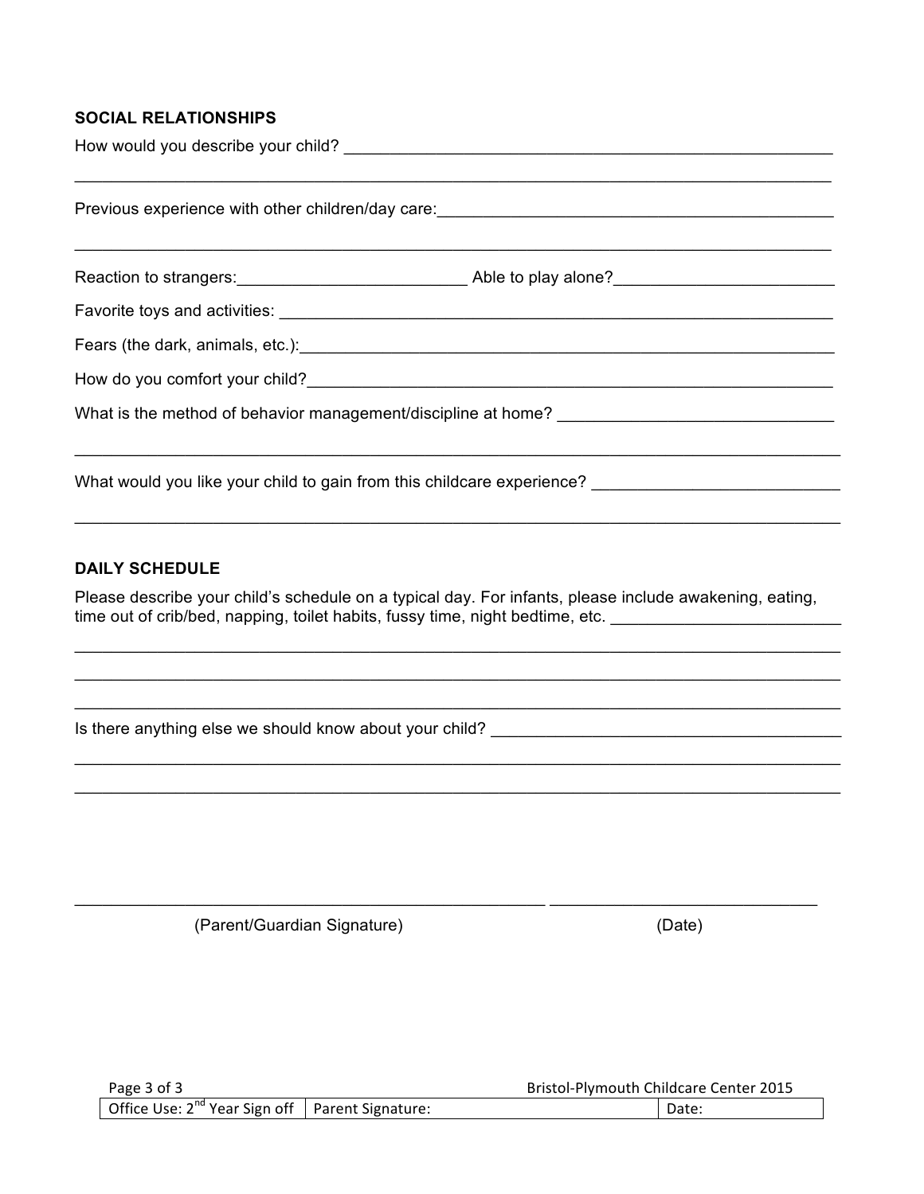## SOCIAL RELATIONSHIPS

How would you describe your child? ______________________________________________

_______________________________________________________________________________

Previous experience with other children/day care: ____________________________________

_______________________________________________________________________________

Reaction to strangers: ______________________ Able to play alone? ______________________

Favorite toys and activities: ___________________________________________________

Fears (the dark, animals, etc.): _________________________________________________

How do you comfort your child? _________________________________________________

What is the method of behavior management/discipline at home? _______________________

_______________________________________________________________________________

What would you like your child to gain from this childcare experience? ___________________

_______________________________________________________________________________

## DAILY SCHEDULE

Please describe your child's schedule on a typical day. For infants, please include awakening, eating, time out of crib/bed, napping, toilet habits, fussy time, night bedtime, etc. ______________________

_______________________________________________________________________________

_______________________________________________________________________________

_______________________________________________________________________________

Is there anything else we should know about your child? _____________________________

_______________________________________________________________________________

_______________________________________________________________________________

_____________________________________________ __________________________

(Parent/Guardian Signature) (Date)

| | | |
|---|---|---|
| Office Use: 2nd Year Sign off | Parent Signature: | Date: |